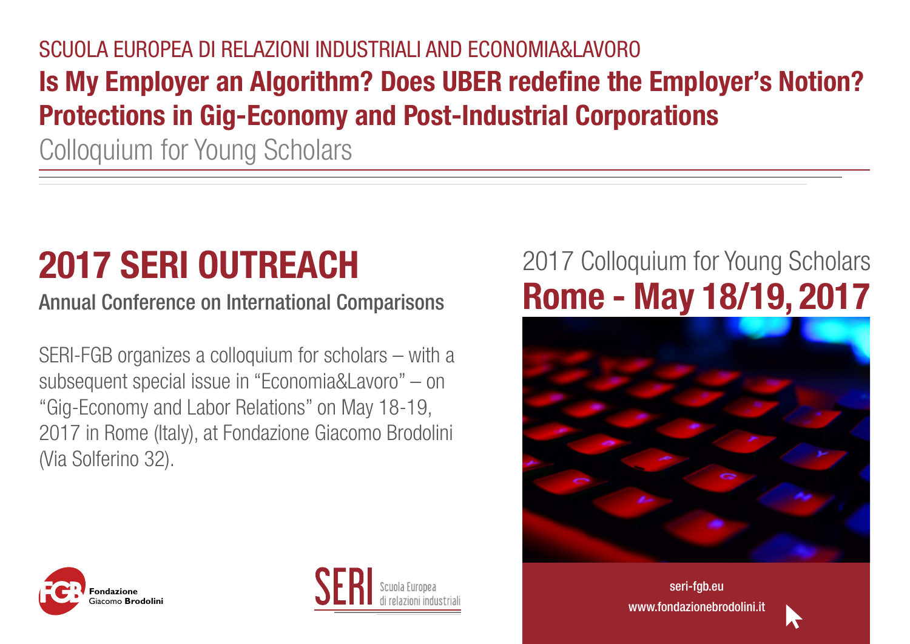SCUOLA EUROPEA DI RELAZIONI INDUSTRIALI AND ECONOMIA&LAVORO

# Is My Employer an Algorithm? Does UBER redefine the Employer's Notion? Protections in Gig-Economy and Post-Industrial Corporations

Colloquium for Young Scholars

## 2017 SERI OUTREACH

### Annual Conference on International Comparisons

SERI-FGB organizes a colloquium for scholars – with a subsequent special issue in "Economia&Lavoro" – on "Gig-Economy and Labor Relations" on May 18-19, 2017 in Rome (Italy), at Fondazione Giacomo Brodolini (Via Solferino 32).

2017 Colloquium for Young Scholars

**Rome - May 18/19, 2017**

seri-fgb.eu

www.fondazionebrodolini.it

Fondazione Giacomo **Brodolini**

SERI Scuola Europea di relazioni industriali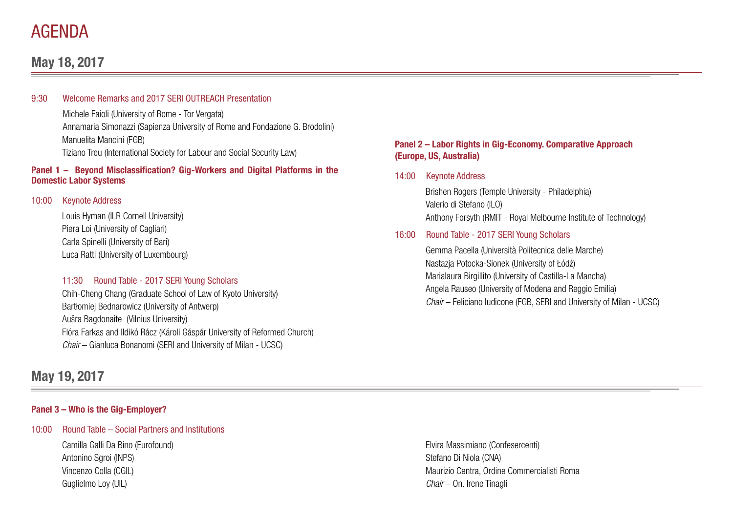# AGENDA

## May 18, 2017

9:30 Welcome Remarks and 2017 SERI OUTREACH Presentation

Michele Faioli (University of Rome - Tor Vergata)
Annamaria Simonazzi (Sapienza University of Rome and Fondazione G. Brodolini)
Manuelita Mancini (FGB)
Tiziano Treu (International Society for Labour and Social Security Law)

**Panel 1 – Beyond Misclassification? Gig-Workers and Digital Platforms in the Domestic Labor Systems**

10:00 Keynote Address

Louis Hyman (ILR Cornell University)
Piera Loi (University of Cagliari)
Carla Spinelli (University of Bari)
Luca Ratti (University of Luxembourg)

11:30 Round Table - 2017 SERI Young Scholars

Chih-Cheng Chang (Graduate School of Law of Kyoto University)
Bartłomiej Bednarowicz (University of Antwerp)
Aušra Bagdonaite (Vilnius University)
Flóra Farkas and Ildikó Rácz (Károli Gáspár University of Reformed Church)
*Chair* – Gianluca Bonanomi (SERI and University of Milan - UCSC)

**Panel 2 – Labor Rights in Gig-Economy. Comparative Approach (Europe, US, Australia)**

14:00 Keynote Address

Brishen Rogers (Temple University - Philadelphia)
Valerio di Stefano (ILO)
Anthony Forsyth (RMIT - Royal Melbourne Institute of Technology)

16:00 Round Table - 2017 SERI Young Scholars

Gemma Pacella (Università Politecnica delle Marche)
Nastazja Potocka-Sionek (University of Łódź)
Marialaura Birgillito (University of Castilla-La Mancha)
Angela Rauseo (University of Modena and Reggio Emilia)
*Chair* – Feliciano Iudicone (FGB, SERI and University of Milan - UCSC)

## May 19, 2017

**Panel 3 – Who is the Gig-Employer?**

10:00 Round Table – Social Partners and Institutions

Camilla Galli Da Bino (Eurofound)
Antonino Sgroi (INPS)
Vincenzo Colla (CGIL)
Guglielmo Loy (UIL)
Elvira Massimiano (Confesercenti)
Stefano Di Niola (CNA)
Maurizio Centra, Ordine Commercialisti Roma
*Chair* – On. Irene Tinagli